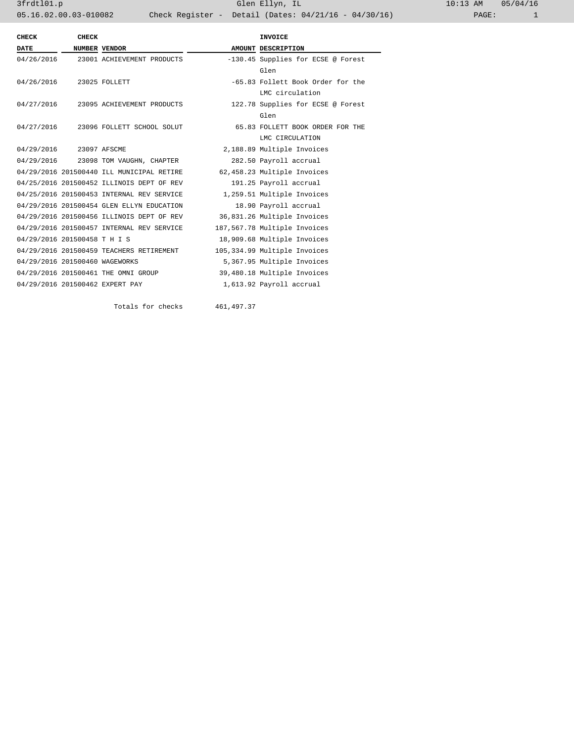3frdtl01.p Glen Ellyn, IL 10:13 AM 05/04/16

05.16.02.00.03-010082 Check Register - Detail (Dates: 04/21/16 - 04/30/16)

| CHECK DATE | CHECK NUMBER | VENDOR | AMOUNT | INVOICE DESCRIPTION |
|---|---|---|---|---|
| 04/26/2016 | 23001 | ACHIEVEMENT PRODUCTS | -130.45 | Supplies for ECSE @ Forest Glen |
| 04/26/2016 | 23025 | FOLLETT | -65.83 | Follett Book Order for the LMC circulation |
| 04/27/2016 | 23095 | ACHIEVEMENT PRODUCTS | 122.78 | Supplies for ECSE @ Forest Glen |
| 04/27/2016 | 23096 | FOLLETT SCHOOL SOLUT | 65.83 | FOLLETT BOOK ORDER FOR THE LMC CIRCULATION |
| 04/29/2016 | 23097 | AFSCME | 2,188.89 | Multiple Invoices |
| 04/29/2016 | 23098 | TOM VAUGHN, CHAPTER | 282.50 | Payroll accrual |
| 04/29/2016 | 201500440 | ILL MUNICIPAL RETIRE | 62,458.23 | Multiple Invoices |
| 04/25/2016 | 201500452 | ILLINOIS DEPT OF REV | 191.25 | Payroll accrual |
| 04/25/2016 | 201500453 | INTERNAL REV SERVICE | 1,259.51 | Multiple Invoices |
| 04/29/2016 | 201500454 | GLEN ELLYN EDUCATION | 18.90 | Payroll accrual |
| 04/29/2016 | 201500456 | ILLINOIS DEPT OF REV | 36,831.26 | Multiple Invoices |
| 04/29/2016 | 201500457 | INTERNAL REV SERVICE | 187,567.78 | Multiple Invoices |
| 04/29/2016 | 201500458 | T H I S | 18,909.68 | Multiple Invoices |
| 04/29/2016 | 201500459 | TEACHERS RETIREMENT | 105,334.99 | Multiple Invoices |
| 04/29/2016 | 201500460 | WAGEWORKS | 5,367.95 | Multiple Invoices |
| 04/29/2016 | 201500461 | THE OMNI GROUP | 39,480.18 | Multiple Invoices |
| 04/29/2016 | 201500462 | EXPERT PAY | 1,613.92 | Payroll accrual |
| | | Totals for checks | 461,497.37 | |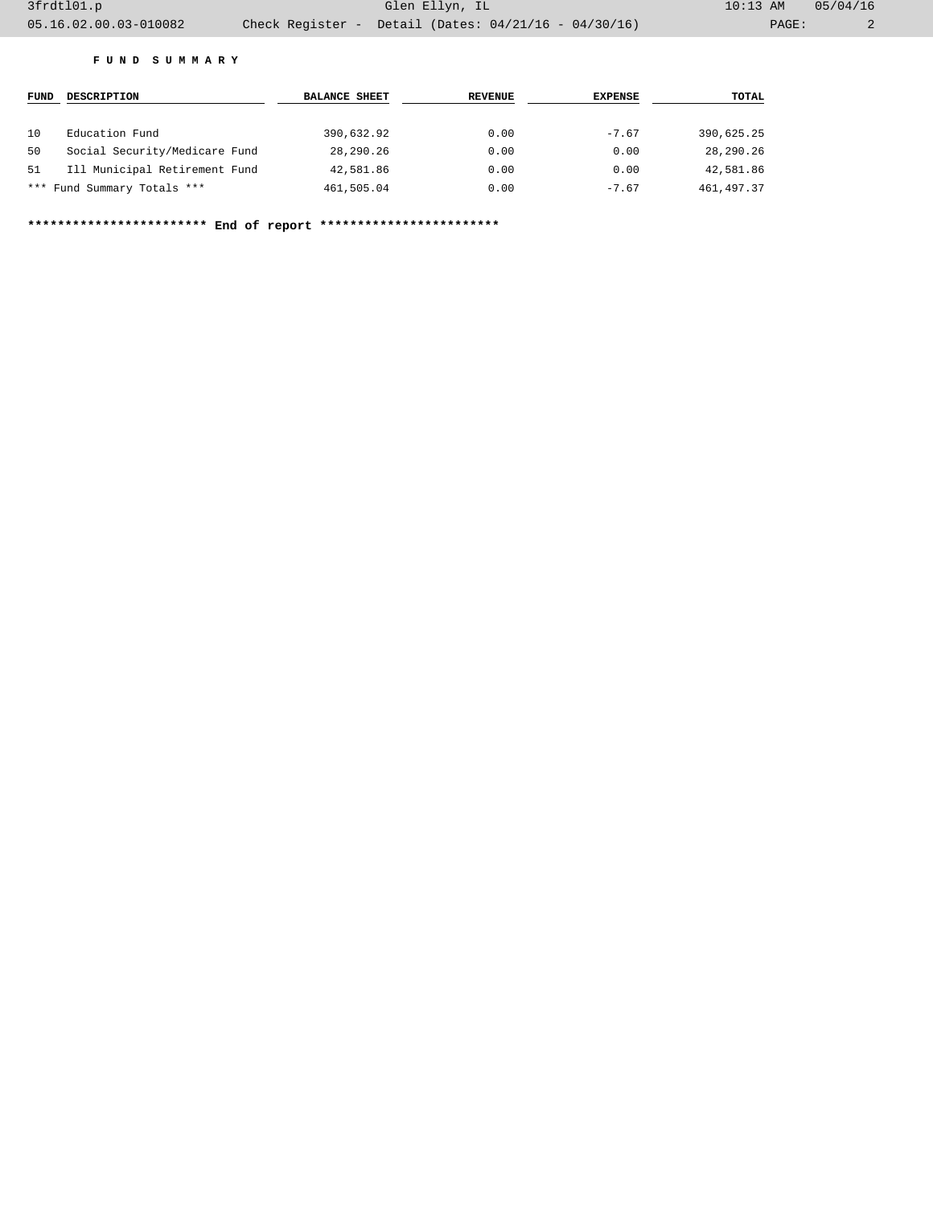**F U N D   S U M M A R Y**

| FUND | DESCRIPTION | BALANCE SHEET | REVENUE | EXPENSE | TOTAL |
|---|---|---|---|---|---|
| 10 | Education Fund | 390,632.92 | 0.00 | -7.67 | 390,625.25 |
| 50 | Social Security/Medicare Fund | 28,290.26 | 0.00 | 0.00 | 28,290.26 |
| 51 | Ill Municipal Retirement Fund | 42,581.86 | 0.00 | 0.00 | 42,581.86 |
| *** Fund Summary Totals *** | | 461,505.04 | 0.00 | -7.67 | 461,497.37 |

**************************** End of report ****************************